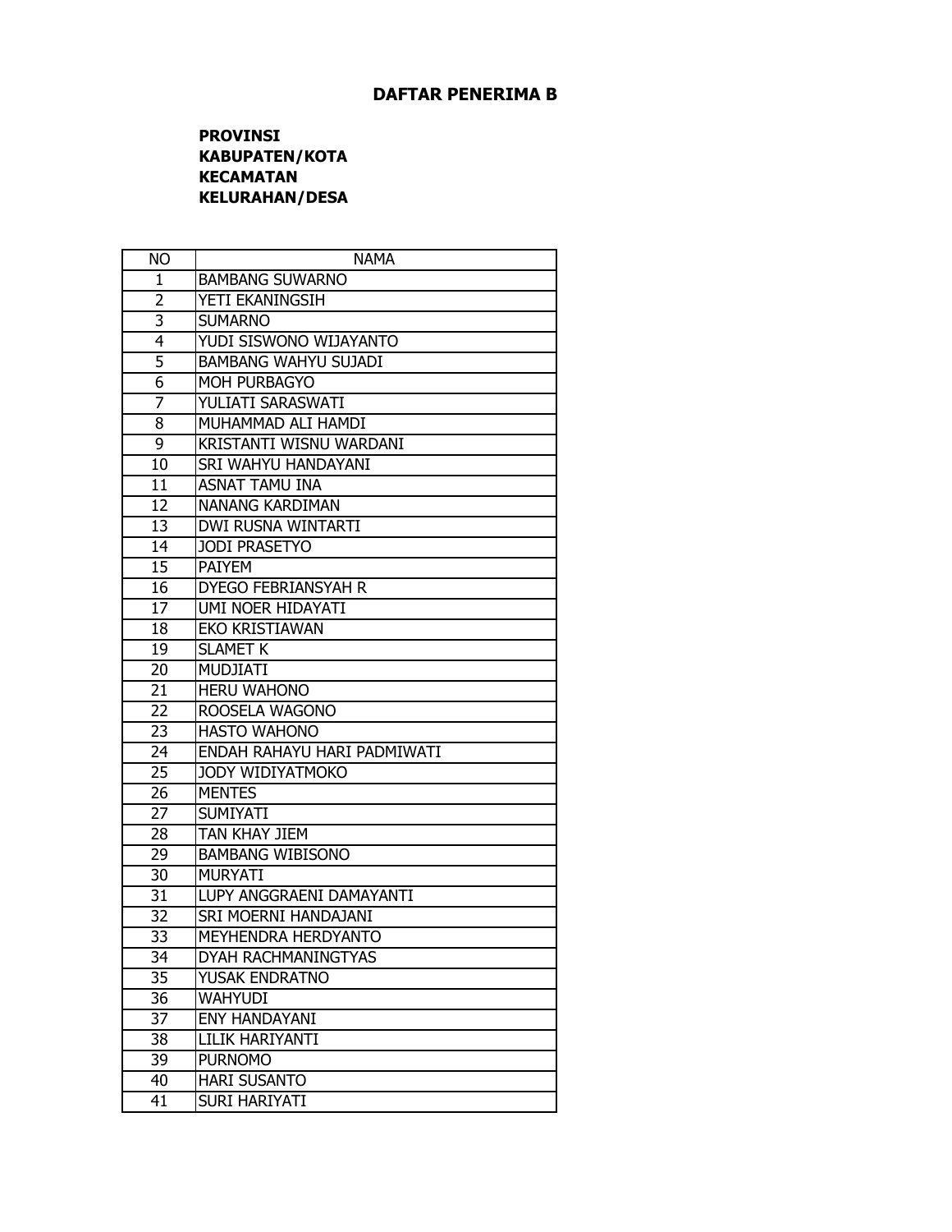## DAFTAR PENERIMA B

**PROVINSI**
**KABUPATEN/KOTA**
**KECAMATAN**
**KELURAHAN/DESA**

| NO | NAMA |
|---|---|
| 1 | BAMBANG SUWARNO |
| 2 | YETI EKANINGSIH |
| 3 | SUMARNO |
| 4 | YUDI SISWONO WIJAYANTO |
| 5 | BAMBANG WAHYU SUJADI |
| 6 | MOH PURBAGYO |
| 7 | YULIATI SARASWATI |
| 8 | MUHAMMAD ALI HAMDI |
| 9 | KRISTANTI WISNU WARDANI |
| 10 | SRI WAHYU HANDAYANI |
| 11 | ASNAT TAMU INA |
| 12 | NANANG KARDIMAN |
| 13 | DWI RUSNA WINTARTI |
| 14 | JODI PRASETYO |
| 15 | PAIYEM |
| 16 | DYEGO FEBRIANSYAH R |
| 17 | UMI NOER HIDAYATI |
| 18 | EKO KRISTIAWAN |
| 19 | SLAMET K |
| 20 | MUDJIATI |
| 21 | HERU WAHONO |
| 22 | ROOSELA WAGONO |
| 23 | HASTO WAHONO |
| 24 | ENDAH RAHAYU HARI PADMIWATI |
| 25 | JODY WIDIYATMOKO |
| 26 | MENTES |
| 27 | SUMIYATI |
| 28 | TAN KHAY JIEM |
| 29 | BAMBANG WIBISONO |
| 30 | MURYATI |
| 31 | LUPY ANGGRAENI DAMAYANTI |
| 32 | SRI MOERNI HANDAJANI |
| 33 | MEYHENDRA HERDYANTO |
| 34 | DYAH RACHMANINGTYAS |
| 35 | YUSAK ENDRATNO |
| 36 | WAHYUDI |
| 37 | ENY HANDAYANI |
| 38 | LILIK HARIYANTI |
| 39 | PURNOMO |
| 40 | HARI SUSANTO |
| 41 | SURI HARIYATI |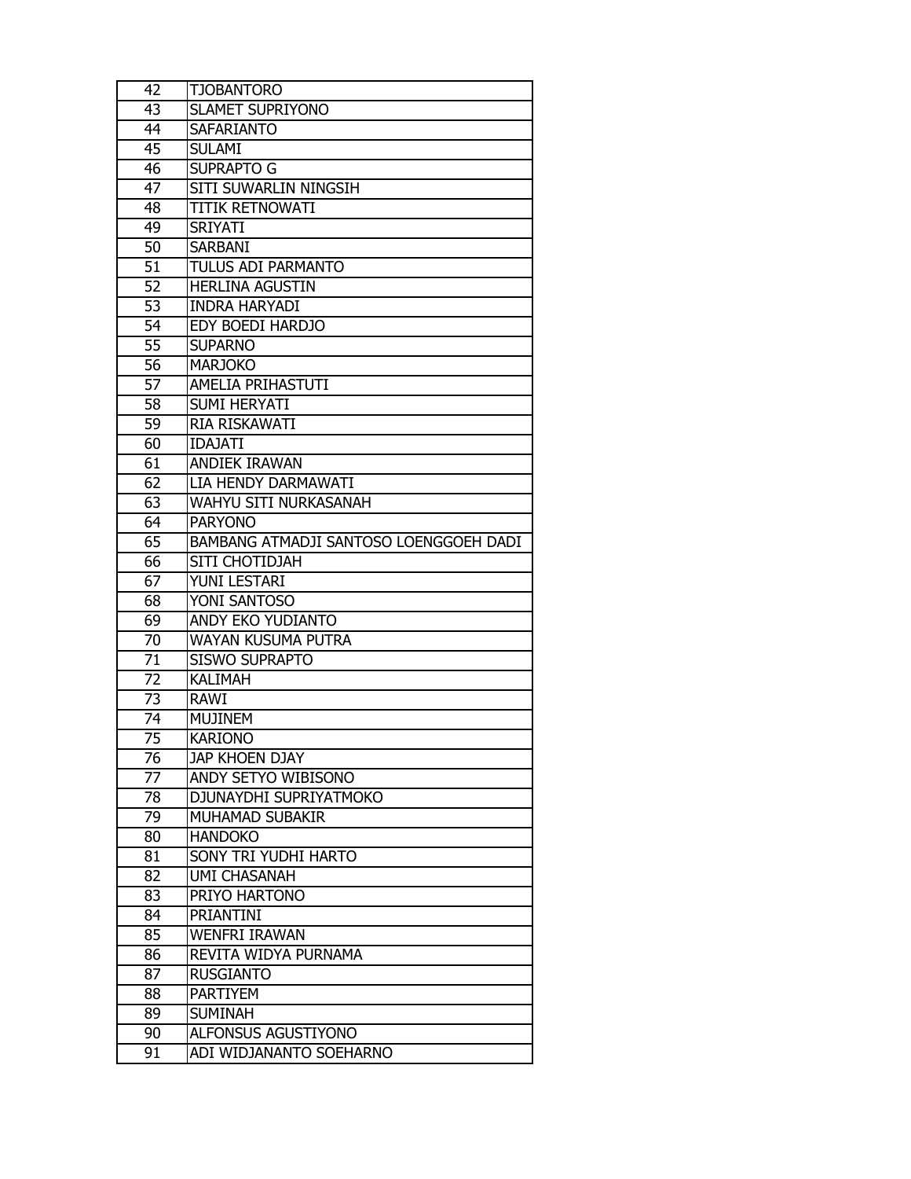| 42 | TJOBANTORO |
|---|---|
| 43 | SLAMET SUPRIYONO |
| 44 | SAFARIANTO |
| 45 | SULAMI |
| 46 | SUPRAPTO G |
| 47 | SITI SUWARLIN NINGSIH |
| 48 | TITIK RETNOWATI |
| 49 | SRIYATI |
| 50 | SARBANI |
| 51 | TULUS ADI PARMANTO |
| 52 | HERLINA AGUSTIN |
| 53 | INDRA HARYADI |
| 54 | EDY BOEDI HARDJO |
| 55 | SUPARNO |
| 56 | MARJOKO |
| 57 | AMELIA PRIHASTUTI |
| 58 | SUMI HERYATI |
| 59 | RIA RISKAWATI |
| 60 | IDAJATI |
| 61 | ANDIEK IRAWAN |
| 62 | LIA HENDY DARMAWATI |
| 63 | WAHYU SITI NURKASANAH |
| 64 | PARYONO |
| 65 | BAMBANG ATMADJI SANTOSO LOENGGOEH DADI |
| 66 | SITI CHOTIDJAH |
| 67 | YUNI LESTARI |
| 68 | YONI SANTOSO |
| 69 | ANDY EKO YUDIANTO |
| 70 | WAYAN KUSUMA PUTRA |
| 71 | SISWO SUPRAPTO |
| 72 | KALIMAH |
| 73 | RAWI |
| 74 | MUJINEM |
| 75 | KARIONO |
| 76 | JAP KHOEN DJAY |
| 77 | ANDY SETYO WIBISONO |
| 78 | DJUNAYDHI SUPRIYATMOKO |
| 79 | MUHAMAD SUBAKIR |
| 80 | HANDOKO |
| 81 | SONY TRI YUDHI HARTO |
| 82 | UMI CHASANAH |
| 83 | PRIYO HARTONO |
| 84 | PRIANTINI |
| 85 | WENFRI IRAWAN |
| 86 | REVITA WIDYA PURNAMA |
| 87 | RUSGIANTO |
| 88 | PARTIYEM |
| 89 | SUMINAH |
| 90 | ALFONSUS AGUSTIYONO |
| 91 | ADI WIDJANANTO SOEHARNO |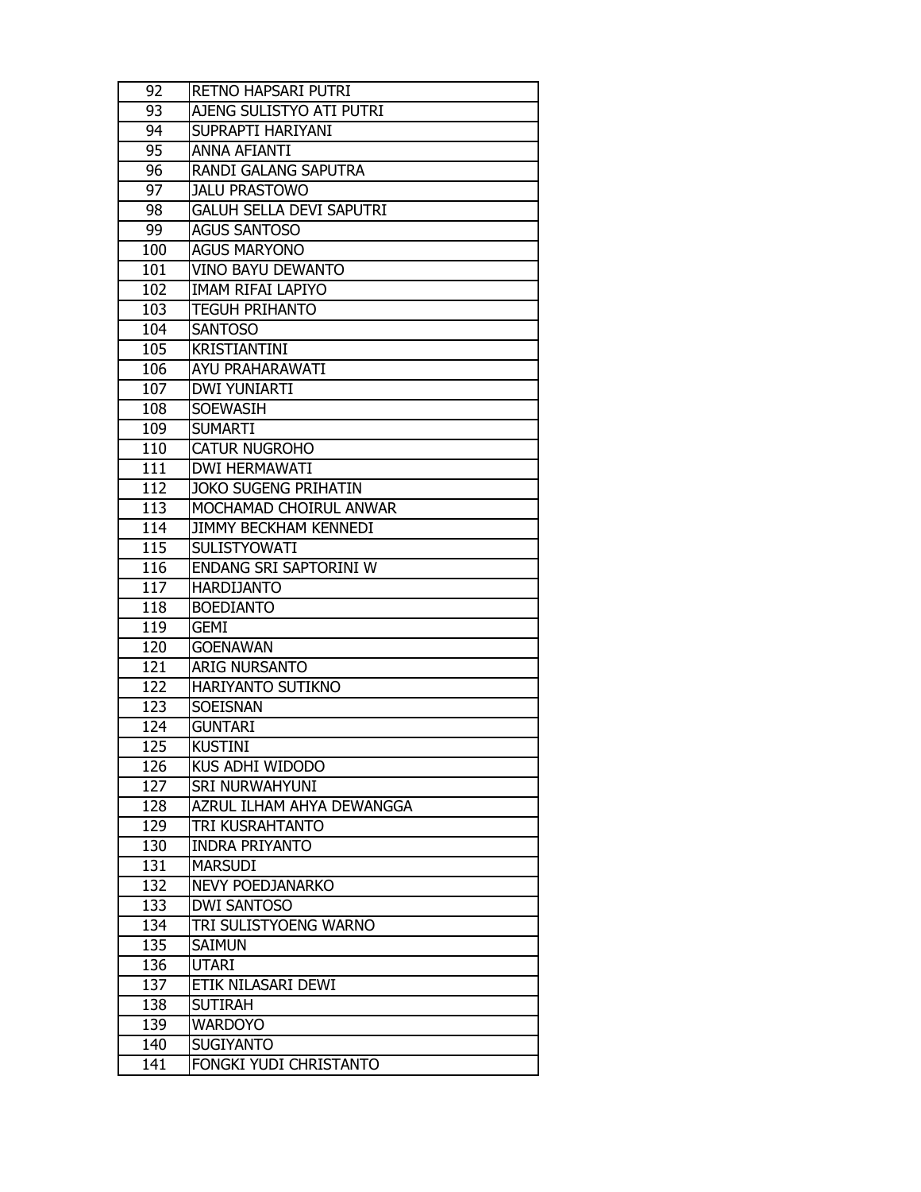| 92 | RETNO HAPSARI PUTRI |
|---|---|
| 93 | AJENG SULISTYO ATI PUTRI |
| 94 | SUPRAPTI HARIYANI |
| 95 | ANNA AFIANTI |
| 96 | RANDI GALANG SAPUTRA |
| 97 | JALU PRASTOWO |
| 98 | GALUH SELLA DEVI SAPUTRI |
| 99 | AGUS SANTOSO |
| 100 | AGUS MARYONO |
| 101 | VINO BAYU DEWANTO |
| 102 | IMAM RIFAI LAPIYO |
| 103 | TEGUH PRIHANTO |
| 104 | SANTOSO |
| 105 | KRISTIANTINI |
| 106 | AYU PRAHARAWATI |
| 107 | DWI YUNIARTI |
| 108 | SOEWASIH |
| 109 | SUMARTI |
| 110 | CATUR NUGROHO |
| 111 | DWI HERMAWATI |
| 112 | JOKO SUGENG PRIHATIN |
| 113 | MOCHAMAD CHOIRUL ANWAR |
| 114 | JIMMY BECKHAM KENNEDI |
| 115 | SULISTYOWATI |
| 116 | ENDANG SRI SAPTORINI W |
| 117 | HARDIJANTO |
| 118 | BOEDIANTO |
| 119 | GEMI |
| 120 | GOENAWAN |
| 121 | ARIG NURSANTO |
| 122 | HARIYANTO SUTIKNO |
| 123 | SOEISNAN |
| 124 | GUNTARI |
| 125 | KUSTINI |
| 126 | KUS ADHI WIDODO |
| 127 | SRI NURWAHYUNI |
| 128 | AZRUL ILHAM AHYA DEWANGGA |
| 129 | TRI KUSRAHTANTO |
| 130 | INDRA PRIYANTO |
| 131 | MARSUDI |
| 132 | NEVY POEDJANARKO |
| 133 | DWI SANTOSO |
| 134 | TRI SULISTYOENG WARNO |
| 135 | SAIMUN |
| 136 | UTARI |
| 137 | ETIK NILASARI DEWI |
| 138 | SUTIRAH |
| 139 | WARDOYO |
| 140 | SUGIYANTO |
| 141 | FONGKI YUDI CHRISTANTO |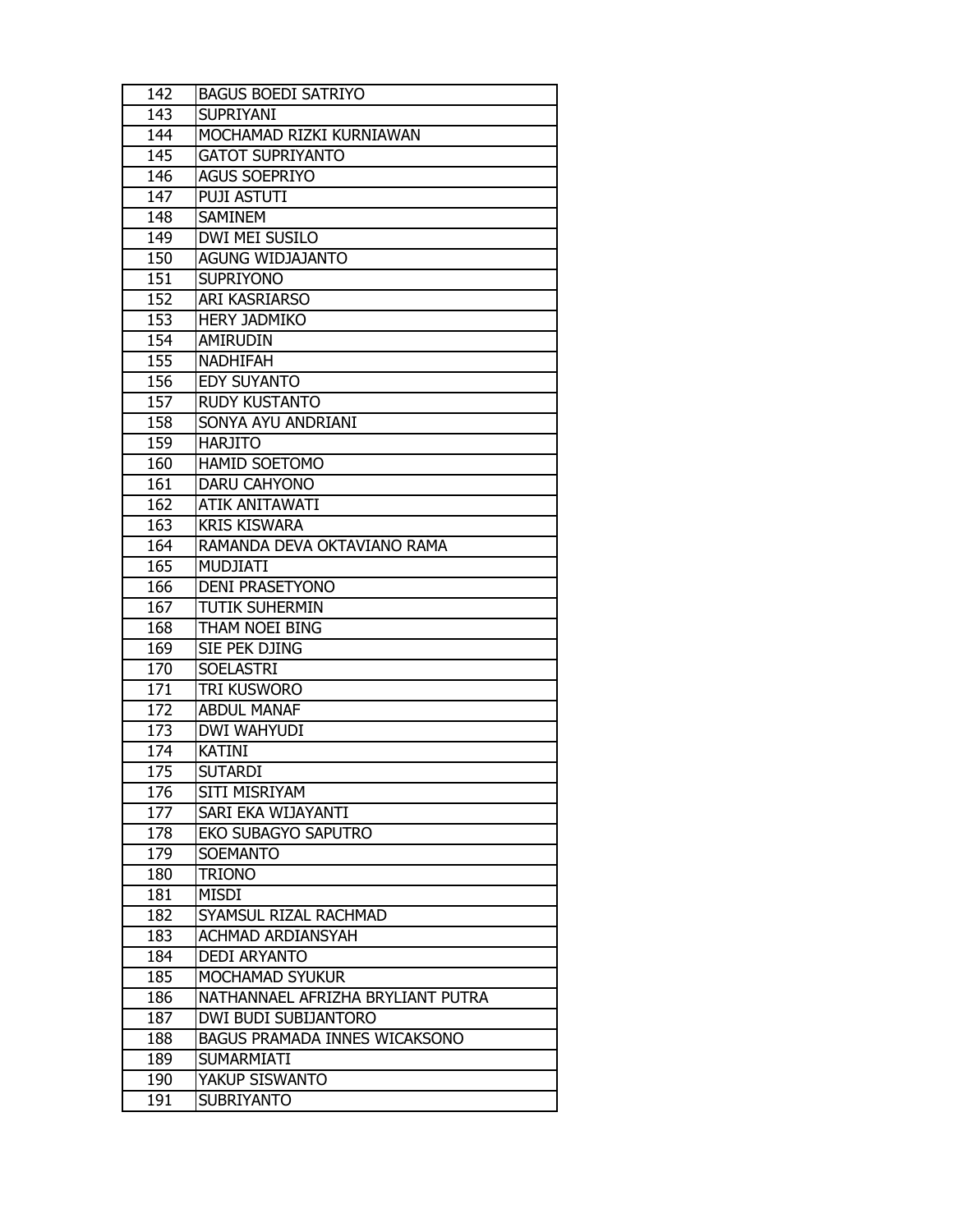| | |
|---|---|
| 142 | BAGUS BOEDI SATRIYO |
| 143 | SUPRIYANI |
| 144 | MOCHAMAD RIZKI KURNIAWAN |
| 145 | GATOT SUPRIYANTO |
| 146 | AGUS SOEPRIYO |
| 147 | PUJI ASTUTI |
| 148 | SAMINEM |
| 149 | DWI MEI SUSILO |
| 150 | AGUNG WIDJAJANTO |
| 151 | SUPRIYONO |
| 152 | ARI KASRIARSO |
| 153 | HERY JADMIKO |
| 154 | AMIRUDIN |
| 155 | NADHIFAH |
| 156 | EDY SUYANTO |
| 157 | RUDY KUSTANTO |
| 158 | SONYA AYU ANDRIANI |
| 159 | HARJITO |
| 160 | HAMID SOETOMO |
| 161 | DARU CAHYONO |
| 162 | ATIK ANITAWATI |
| 163 | KRIS KISWARA |
| 164 | RAMANDA DEVA OKTAVIANO RAMA |
| 165 | MUDJIATI |
| 166 | DENI PRASETYONO |
| 167 | TUTIK SUHERMIN |
| 168 | THAM NOEI BING |
| 169 | SIE PEK DJING |
| 170 | SOELASTRI |
| 171 | TRI KUSWORO |
| 172 | ABDUL MANAF |
| 173 | DWI WAHYUDI |
| 174 | KATINI |
| 175 | SUTARDI |
| 176 | SITI MISRIYAM |
| 177 | SARI EKA WIJAYANTI |
| 178 | EKO SUBAGYO SAPUTRO |
| 179 | SOEMANTO |
| 180 | TRIONO |
| 181 | MISDI |
| 182 | SYAMSUL RIZAL RACHMAD |
| 183 | ACHMAD ARDIANSYAH |
| 184 | DEDI ARYANTO |
| 185 | MOCHAMAD SYUKUR |
| 186 | NATHANNAEL AFRIZHA BRYLIANT PUTRA |
| 187 | DWI BUDI SUBIJANTORO |
| 188 | BAGUS PRAMADA INNES WICAKSONO |
| 189 | SUMARMIATI |
| 190 | YAKUP SISWANTO |
| 191 | SUBRIYANTO |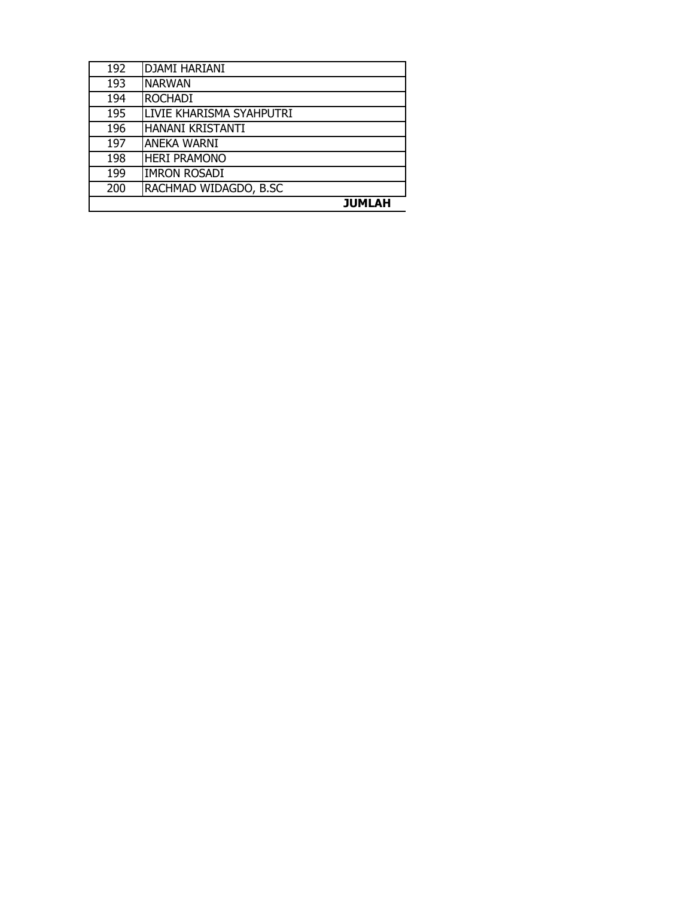| | |
|---|---|
| 192 | DJAMI HARIANI |
| 193 | NARWAN |
| 194 | ROCHADI |
| 195 | LIVIE KHARISMA SYAHPUTRI |
| 196 | HANANI KRISTANTI |
| 197 | ANEKA WARNI |
| 198 | HERI PRAMONO |
| 199 | IMRON ROSADI |
| 200 | RACHMAD WIDAGDO, B.SC |
| | **JUMLAH** |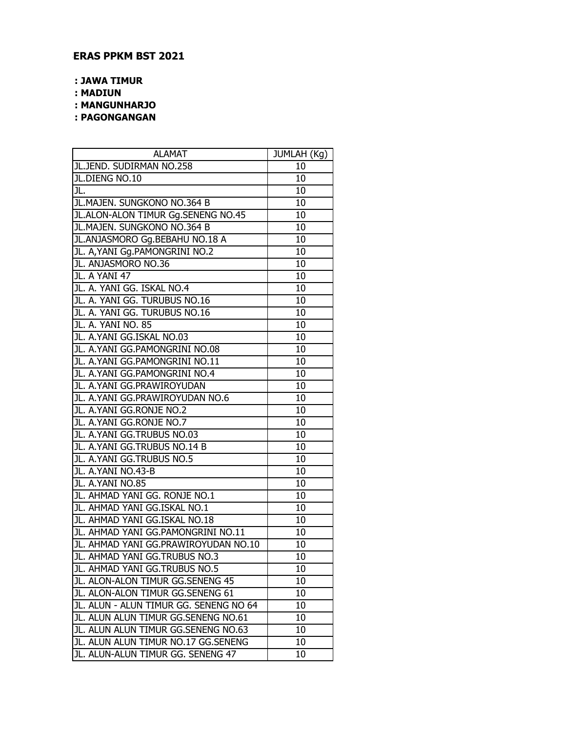**ERAS PPKM BST 2021**

**: JAWA TIMUR**
**: MADIUN**
**: MANGUNHARJO**
**: PAGONGANGAN**

| ALAMAT | JUMLAH (Kg) |
|---|---|
| JL.JEND. SUDIRMAN NO.258 | 10 |
| JL.DIENG NO.10 | 10 |
| JL. | 10 |
| JL.MAJEN. SUNGKONO NO.364 B | 10 |
| JL.ALON-ALON TIMUR Gg.SENENG NO.45 | 10 |
| JL.MAJEN. SUNGKONO NO.364 B | 10 |
| JL.ANJASMORO Gg.BEBAHU NO.18 A | 10 |
| JL. A,YANI Gg.PAMONGRINI NO.2 | 10 |
| JL. ANJASMORO NO.36 | 10 |
| JL. A YANI 47 | 10 |
| JL. A. YANI GG. ISKAL NO.4 | 10 |
| JL. A. YANI GG. TURUBUS NO.16 | 10 |
| JL. A. YANI GG. TURUBUS NO.16 | 10 |
| JL. A. YANI NO. 85 | 10 |
| JL. A.YANI GG.ISKAL NO.03 | 10 |
| JL. A.YANI GG.PAMONGRINI NO.08 | 10 |
| JL. A.YANI GG.PAMONGRINI NO.11 | 10 |
| JL. A.YANI GG.PAMONGRINI NO.4 | 10 |
| JL. A.YANI GG.PRAWIROYUDAN | 10 |
| JL. A.YANI GG.PRAWIROYUDAN NO.6 | 10 |
| JL. A.YANI GG.RONJE NO.2 | 10 |
| JL. A.YANI GG.RONJE NO.7 | 10 |
| JL. A.YANI GG.TRUBUS NO.03 | 10 |
| JL. A.YANI GG.TRUBUS NO.14 B | 10 |
| JL. A.YANI GG.TRUBUS NO.5 | 10 |
| JL. A.YANI NO.43-B | 10 |
| JL. A.YANI NO.85 | 10 |
| JL. AHMAD YANI GG. RONJE NO.1 | 10 |
| JL. AHMAD YANI GG.ISKAL NO.1 | 10 |
| JL. AHMAD YANI GG.ISKAL NO.18 | 10 |
| JL. AHMAD YANI GG.PAMONGRINI NO.11 | 10 |
| JL. AHMAD YANI GG.PRAWIROYUDAN NO.10 | 10 |
| JL. AHMAD YANI GG.TRUBUS NO.3 | 10 |
| JL. AHMAD YANI GG.TRUBUS NO.5 | 10 |
| JL. ALON-ALON TIMUR GG.SENENG 45 | 10 |
| JL. ALON-ALON TIMUR GG.SENENG 61 | 10 |
| JL. ALUN - ALUN TIMUR GG. SENENG NO 64 | 10 |
| JL. ALUN ALUN TIMUR GG.SENENG NO.61 | 10 |
| JL. ALUN ALUN TIMUR GG.SENENG NO.63 | 10 |
| JL. ALUN ALUN TIMUR NO.17 GG.SENENG | 10 |
| JL. ALUN-ALUN TIMUR GG. SENENG 47 | 10 |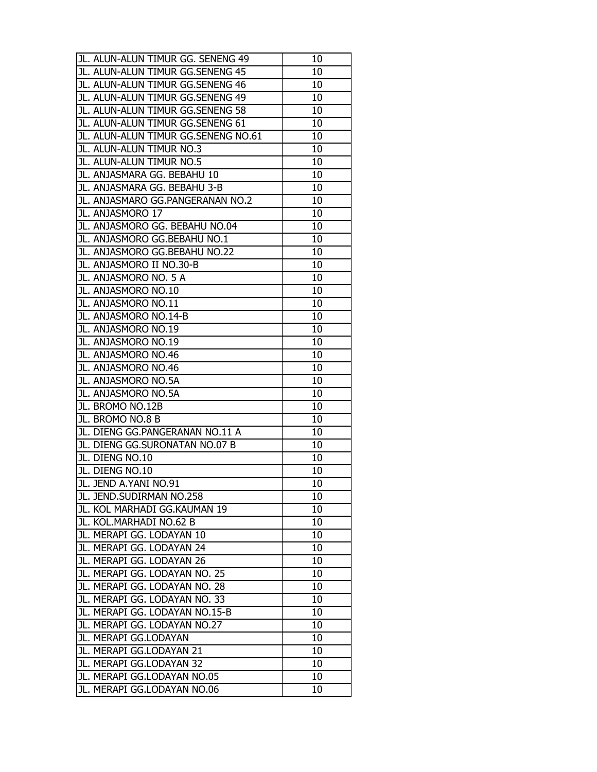| JL. ALUN-ALUN TIMUR GG. SENENG 49 | 10 |
|---|---|
| JL. ALUN-ALUN TIMUR GG.SENENG 45 | 10 |
| JL. ALUN-ALUN TIMUR GG.SENENG 46 | 10 |
| JL. ALUN-ALUN TIMUR GG.SENENG 49 | 10 |
| JL. ALUN-ALUN TIMUR GG.SENENG 58 | 10 |
| JL. ALUN-ALUN TIMUR GG.SENENG 61 | 10 |
| JL. ALUN-ALUN TIMUR GG.SENENG NO.61 | 10 |
| JL. ALUN-ALUN TIMUR NO.3 | 10 |
| JL. ALUN-ALUN TIMUR NO.5 | 10 |
| JL. ANJASMARA GG. BEBAHU 10 | 10 |
| JL. ANJASMARA GG. BEBAHU 3-B | 10 |
| JL. ANJASMARO GG.PANGERANAN NO.2 | 10 |
| JL. ANJASMORO 17 | 10 |
| JL. ANJASMORO GG. BEBAHU NO.04 | 10 |
| JL. ANJASMORO GG.BEBAHU NO.1 | 10 |
| JL. ANJASMORO GG.BEBAHU NO.22 | 10 |
| JL. ANJASMORO II NO.30-B | 10 |
| JL. ANJASMORO NO. 5 A | 10 |
| JL. ANJASMORO NO.10 | 10 |
| JL. ANJASMORO NO.11 | 10 |
| JL. ANJASMORO NO.14-B | 10 |
| JL. ANJASMORO NO.19 | 10 |
| JL. ANJASMORO NO.19 | 10 |
| JL. ANJASMORO NO.46 | 10 |
| JL. ANJASMORO NO.46 | 10 |
| JL. ANJASMORO NO.5A | 10 |
| JL. ANJASMORO NO.5A | 10 |
| JL. BROMO NO.12B | 10 |
| JL. BROMO NO.8 B | 10 |
| JL. DIENG GG.PANGERANAN NO.11 A | 10 |
| JL. DIENG GG.SURONATAN NO.07 B | 10 |
| JL. DIENG NO.10 | 10 |
| JL. DIENG NO.10 | 10 |
| JL. JEND A.YANI NO.91 | 10 |
| JL. JEND.SUDIRMAN NO.258 | 10 |
| JL. KOL MARHADI GG.KAUMAN 19 | 10 |
| JL. KOL.MARHADI NO.62 B | 10 |
| JL. MERAPI GG. LODAYAN 10 | 10 |
| JL. MERAPI GG. LODAYAN 24 | 10 |
| JL. MERAPI GG. LODAYAN 26 | 10 |
| JL. MERAPI GG. LODAYAN NO. 25 | 10 |
| JL. MERAPI GG. LODAYAN NO. 28 | 10 |
| JL. MERAPI GG. LODAYAN NO. 33 | 10 |
| JL. MERAPI GG. LODAYAN NO.15-B | 10 |
| JL. MERAPI GG. LODAYAN NO.27 | 10 |
| JL. MERAPI GG.LODAYAN | 10 |
| JL. MERAPI GG.LODAYAN 21 | 10 |
| JL. MERAPI GG.LODAYAN 32 | 10 |
| JL. MERAPI GG.LODAYAN NO.05 | 10 |
| JL. MERAPI GG.LODAYAN NO.06 | 10 |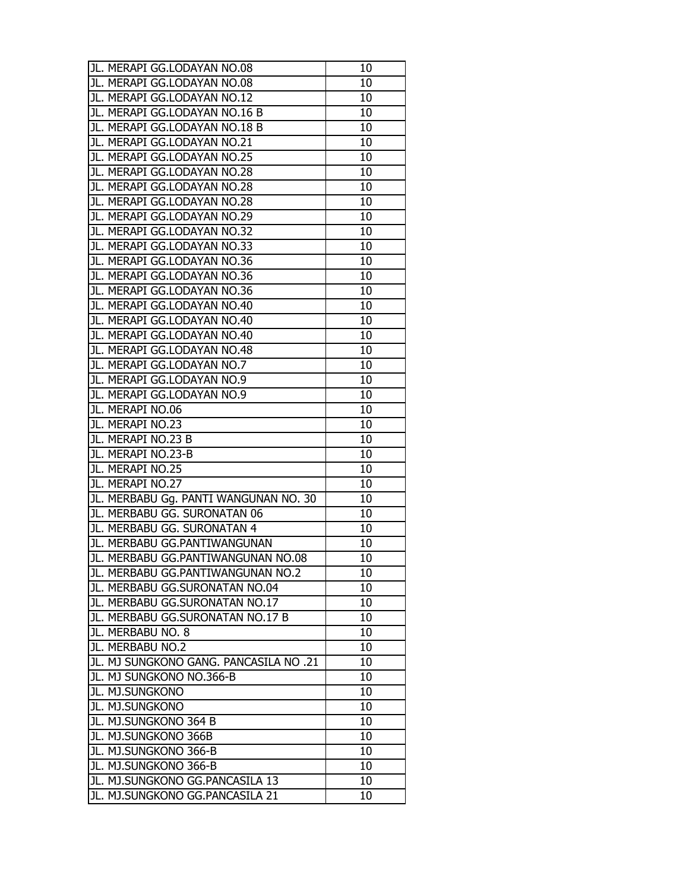| | |
|---|---|
| JL. MERAPI GG.LODAYAN NO.08 | 10 |
| JL. MERAPI GG.LODAYAN NO.08 | 10 |
| JL. MERAPI GG.LODAYAN NO.12 | 10 |
| JL. MERAPI GG.LODAYAN NO.16 B | 10 |
| JL. MERAPI GG.LODAYAN NO.18 B | 10 |
| JL. MERAPI GG.LODAYAN NO.21 | 10 |
| JL. MERAPI GG.LODAYAN NO.25 | 10 |
| JL. MERAPI GG.LODAYAN NO.28 | 10 |
| JL. MERAPI GG.LODAYAN NO.28 | 10 |
| JL. MERAPI GG.LODAYAN NO.28 | 10 |
| JL. MERAPI GG.LODAYAN NO.29 | 10 |
| JL. MERAPI GG.LODAYAN NO.32 | 10 |
| JL. MERAPI GG.LODAYAN NO.33 | 10 |
| JL. MERAPI GG.LODAYAN NO.36 | 10 |
| JL. MERAPI GG.LODAYAN NO.36 | 10 |
| JL. MERAPI GG.LODAYAN NO.36 | 10 |
| JL. MERAPI GG.LODAYAN NO.40 | 10 |
| JL. MERAPI GG.LODAYAN NO.40 | 10 |
| JL. MERAPI GG.LODAYAN NO.40 | 10 |
| JL. MERAPI GG.LODAYAN NO.48 | 10 |
| JL. MERAPI GG.LODAYAN NO.7 | 10 |
| JL. MERAPI GG.LODAYAN NO.9 | 10 |
| JL. MERAPI GG.LODAYAN NO.9 | 10 |
| JL. MERAPI NO.06 | 10 |
| JL. MERAPI NO.23 | 10 |
| JL. MERAPI NO.23 B | 10 |
| JL. MERAPI NO.23-B | 10 |
| JL. MERAPI NO.25 | 10 |
| JL. MERAPI NO.27 | 10 |
| JL. MERBABU Gg. PANTI WANGUNAN NO. 30 | 10 |
| JL. MERBABU GG. SURONATAN 06 | 10 |
| JL. MERBABU GG. SURONATAN 4 | 10 |
| JL. MERBABU GG.PANTIWANGUNAN | 10 |
| JL. MERBABU GG.PANTIWANGUNAN NO.08 | 10 |
| JL. MERBABU GG.PANTIWANGUNAN NO.2 | 10 |
| JL. MERBABU GG.SURONATAN NO.04 | 10 |
| JL. MERBABU GG.SURONATAN NO.17 | 10 |
| JL. MERBABU GG.SURONATAN NO.17 B | 10 |
| JL. MERBABU NO. 8 | 10 |
| JL. MERBABU NO.2 | 10 |
| JL. MJ SUNGKONO GANG. PANCASILA NO .21 | 10 |
| JL. MJ SUNGKONO NO.366-B | 10 |
| JL. MJ.SUNGKONO | 10 |
| JL. MJ.SUNGKONO | 10 |
| JL. MJ.SUNGKONO 364 B | 10 |
| JL. MJ.SUNGKONO 366B | 10 |
| JL. MJ.SUNGKONO 366-B | 10 |
| JL. MJ.SUNGKONO 366-B | 10 |
| JL. MJ.SUNGKONO GG.PANCASILA 13 | 10 |
| JL. MJ.SUNGKONO GG.PANCASILA 21 | 10 |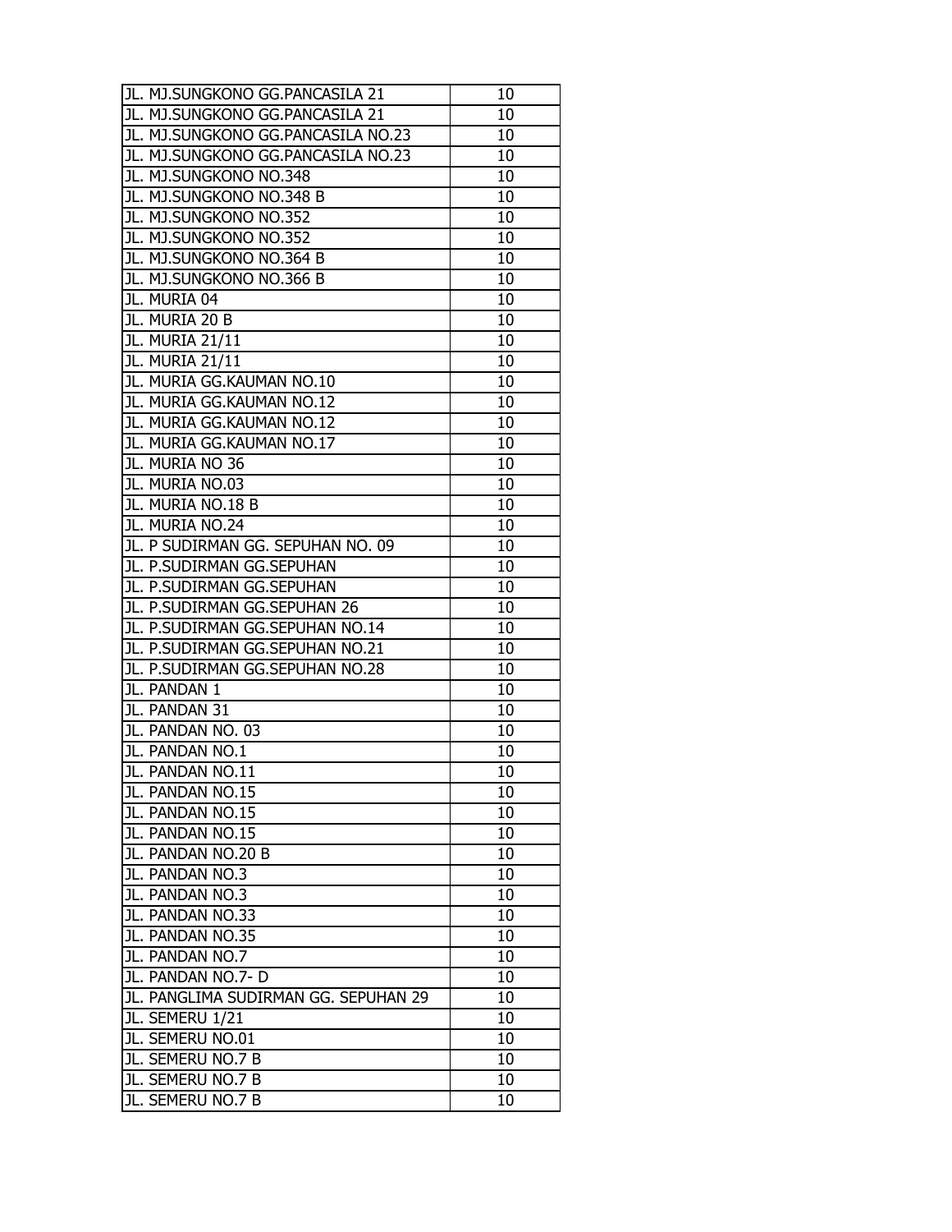| | |
|---|---|
| JL. MJ.SUNGKONO GG.PANCASILA 21 | 10 |
| JL. MJ.SUNGKONO GG.PANCASILA 21 | 10 |
| JL. MJ.SUNGKONO GG.PANCASILA NO.23 | 10 |
| JL. MJ.SUNGKONO GG.PANCASILA NO.23 | 10 |
| JL. MJ.SUNGKONO NO.348 | 10 |
| JL. MJ.SUNGKONO NO.348 B | 10 |
| JL. MJ.SUNGKONO NO.352 | 10 |
| JL. MJ.SUNGKONO NO.352 | 10 |
| JL. MJ.SUNGKONO NO.364 B | 10 |
| JL. MJ.SUNGKONO NO.366 B | 10 |
| JL. MURIA 04 | 10 |
| JL. MURIA 20 B | 10 |
| JL. MURIA 21/11 | 10 |
| JL. MURIA 21/11 | 10 |
| JL. MURIA GG.KAUMAN NO.10 | 10 |
| JL. MURIA GG.KAUMAN NO.12 | 10 |
| JL. MURIA GG.KAUMAN NO.12 | 10 |
| JL. MURIA GG.KAUMAN NO.17 | 10 |
| JL. MURIA NO 36 | 10 |
| JL. MURIA NO.03 | 10 |
| JL. MURIA NO.18 B | 10 |
| JL. MURIA NO.24 | 10 |
| JL. P SUDIRMAN GG. SEPUHAN NO. 09 | 10 |
| JL. P.SUDIRMAN GG.SEPUHAN | 10 |
| JL. P.SUDIRMAN GG.SEPUHAN | 10 |
| JL. P.SUDIRMAN GG.SEPUHAN 26 | 10 |
| JL. P.SUDIRMAN GG.SEPUHAN NO.14 | 10 |
| JL. P.SUDIRMAN GG.SEPUHAN NO.21 | 10 |
| JL. P.SUDIRMAN GG.SEPUHAN NO.28 | 10 |
| JL. PANDAN 1 | 10 |
| JL. PANDAN 31 | 10 |
| JL. PANDAN NO. 03 | 10 |
| JL. PANDAN NO.1 | 10 |
| JL. PANDAN NO.11 | 10 |
| JL. PANDAN NO.15 | 10 |
| JL. PANDAN NO.15 | 10 |
| JL. PANDAN NO.15 | 10 |
| JL. PANDAN NO.20 B | 10 |
| JL. PANDAN NO.3 | 10 |
| JL. PANDAN NO.3 | 10 |
| JL. PANDAN NO.33 | 10 |
| JL. PANDAN NO.35 | 10 |
| JL. PANDAN NO.7 | 10 |
| JL. PANDAN NO.7- D | 10 |
| JL. PANGLIMA SUDIRMAN GG. SEPUHAN 29 | 10 |
| JL. SEMERU 1/21 | 10 |
| JL. SEMERU NO.01 | 10 |
| JL. SEMERU NO.7 B | 10 |
| JL. SEMERU NO.7 B | 10 |
| JL. SEMERU NO.7 B | 10 |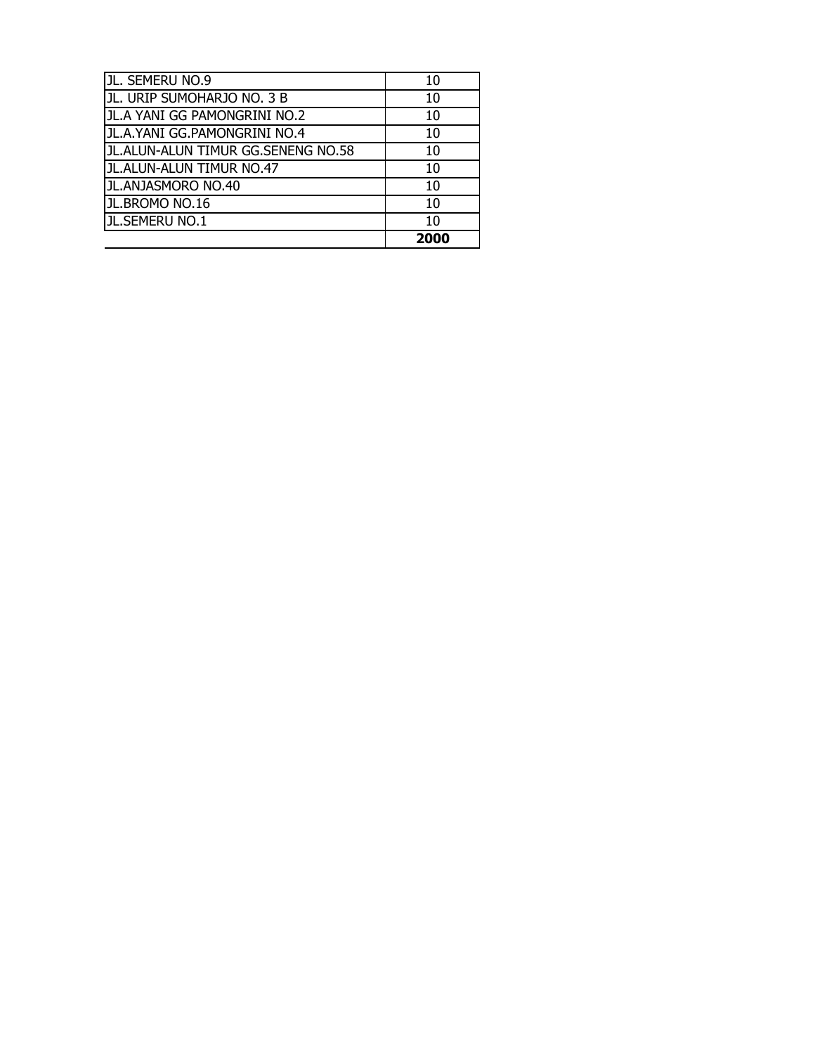| | |
|---|---|
| JL. SEMERU NO.9 | 10 |
| JL. URIP SUMOHARJO NO. 3 B | 10 |
| JL.A YANI GG PAMONGRINI NO.2 | 10 |
| JL.A.YANI GG.PAMONGRINI NO.4 | 10 |
| JL.ALUN-ALUN TIMUR GG.SENENG NO.58 | 10 |
| JL.ALUN-ALUN TIMUR NO.47 | 10 |
| JL.ANJASMORO NO.40 | 10 |
| JL.BROMO NO.16 | 10 |
| JL.SEMERU NO.1 | 10 |
| | **2000** |